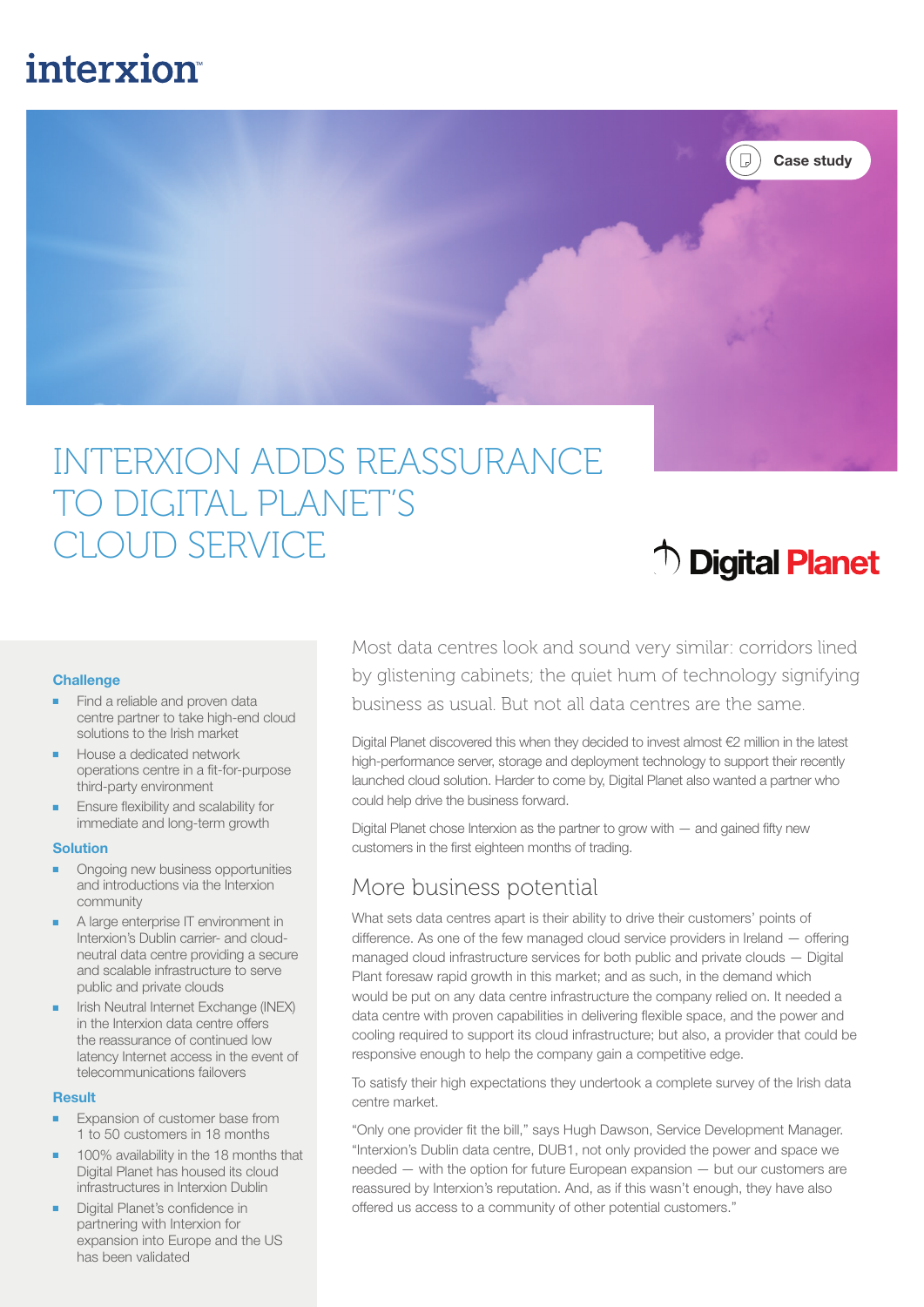interxion

Case study

# INTERXION ADDS REASSURANCE TO DIGITAL PLANET'S CLOUD SERVICE

Digital Planet

### Challenge

- Find a reliable and proven data centre partner to take high-end cloud solutions to the Irish market
- House a dedicated network operations centre in a fit-for-purpose third-party environment
- Ensure flexibility and scalability for immediate and long-term growth

### Solution

- Ongoing new business opportunities and introductions via the Interxion community
- A large enterprise IT environment in Interxion's Dublin carrier- and cloud-neutral data centre providing a secure and scalable infrastructure to serve public and private clouds
- Irish Neutral Internet Exchange (INEX) in the Interxion data centre offers the reassurance of continued low latency Internet access in the event of telecommunications failovers

### Result

- Expansion of customer base from 1 to 50 customers in 18 months
- 100% availability in the 18 months that Digital Planet has housed its cloud infrastructures in Interxion Dublin
- Digital Planet's confidence in partnering with Interxion for expansion into Europe and the US has been validated

Most data centres look and sound very similar: corridors lined by glistening cabinets; the quiet hum of technology signifying business as usual. But not all data centres are the same.

Digital Planet discovered this when they decided to invest almost €2 million in the latest high-performance server, storage and deployment technology to support their recently launched cloud solution. Harder to come by, Digital Planet also wanted a partner who could help drive the business forward.

Digital Planet chose Interxion as the partner to grow with — and gained fifty new customers in the first eighteen months of trading.

## More business potential

What sets data centres apart is their ability to drive their customers' points of difference. As one of the few managed cloud service providers in Ireland — offering managed cloud infrastructure services for both public and private clouds — Digital Plant foresaw rapid growth in this market; and as such, in the demand which would be put on any data centre infrastructure the company relied on. It needed a data centre with proven capabilities in delivering flexible space, and the power and cooling required to support its cloud infrastructure; but also, a provider that could be responsive enough to help the company gain a competitive edge.

To satisfy their high expectations they undertook a complete survey of the Irish data centre market.

"Only one provider fit the bill," says Hugh Dawson, Service Development Manager. "Interxion's Dublin data centre, DUB1, not only provided the power and space we needed — with the option for future European expansion — but our customers are reassured by Interxion's reputation. And, as if this wasn't enough, they have also offered us access to a community of other potential customers."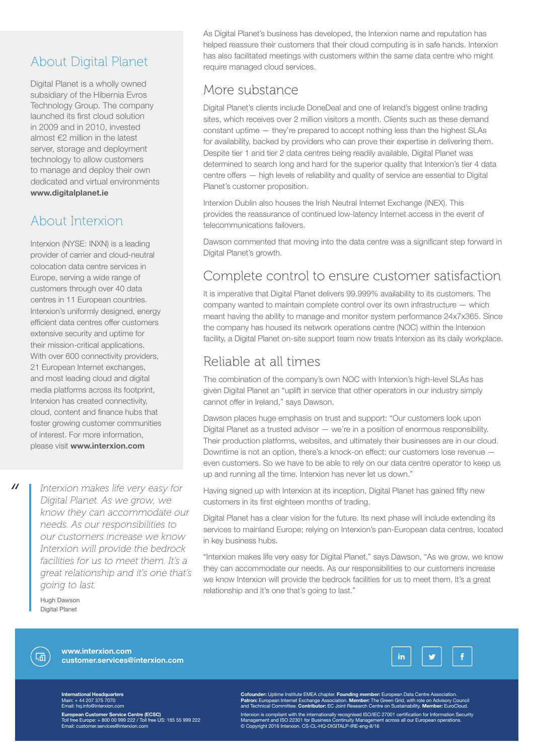## About Digital Planet

Digital Planet is a wholly owned subsidiary of the Hibernia Evros Technology Group. The company launched its first cloud solution in 2009 and in 2010, invested almost €2 million in the latest server, storage and deployment technology to allow customers to manage and deploy their own dedicated and virtual environments
**www.digitalplanet.ie**

## About Interxion

Interxion (NYSE: INXN) is a leading provider of carrier and cloud-neutral colocation data centre services in Europe, serving a wide range of customers through over 40 data centres in 11 European countries. Interxion's uniformly designed, energy efficient data centres offer customers extensive security and uptime for their mission-critical applications. With over 600 connectivity providers, 21 European Internet exchanges, and most leading cloud and digital media platforms across its footprint, Interxion has created connectivity, cloud, content and finance hubs that foster growing customer communities of interest. For more information, please visit **www.interxion.com**

> *Interxion makes life very easy for Digital Planet. As we grow, we know they can accommodate our needs. As our responsibilities to our customers increase we know Interxion will provide the bedrock facilities for us to meet them. It's a great relationship and it's one that's going to last.*
>
> Hugh Dawson
> Digital Planet

As Digital Planet's business has developed, the Interxion name and reputation has helped reassure their customers that their cloud computing is in safe hands. Interxion has also facilitated meetings with customers within the same data centre who might require managed cloud services.

## More substance

Digital Planet's clients include DoneDeal and one of Ireland's biggest online trading sites, which receives over 2 million visitors a month. Clients such as these demand constant uptime — they're prepared to accept nothing less than the highest SLAs for availability, backed by providers who can prove their expertise in delivering them. Despite tier 1 and tier 2 data centres being readily available, Digital Planet was determined to search long and hard for the superior quality that Interxion's tier 4 data centre offers — high levels of reliability and quality of service are essential to Digital Planet's customer proposition.

Interxion Dublin also houses the Irish Neutral Internet Exchange (INEX). This provides the reassurance of continued low-latency Internet access in the event of telecommunications failovers.

Dawson commented that moving into the data centre was a significant step forward in Digital Planet's growth.

## Complete control to ensure customer satisfaction

It is imperative that Digital Planet delivers 99.999% availability to its customers. The company wanted to maintain complete control over its own infrastructure — which meant having the ability to manage and monitor system performance 24x7x365. Since the company has housed its network operations centre (NOC) within the Interxion facility, a Digital Planet on-site support team now treats Interxion as its daily workplace.

## Reliable at all times

The combination of the company's own NOC with Interxion's high-level SLAs has given Digital Planet an "uplift in service that other operators in our industry simply cannot offer in Ireland," says Dawson.

Dawson places huge emphasis on trust and support: "Our customers look upon Digital Planet as a trusted advisor — we're in a position of enormous responsibility. Their production platforms, websites, and ultimately their businesses are in our cloud. Downtime is not an option, there's a knock-on effect: our customers lose revenue — even customers. So we have to be able to rely on our data centre operator to keep us up and running all the time. Interxion has never let us down."

Having signed up with Interxion at its inception, Digital Planet has gained fifty new customers in its first eighteen months of trading.

Digital Planet has a clear vision for the future. Its next phase will include extending its services to mainland Europe; relying on Interxion's pan-European data centres, located in key business hubs.

"Interxion makes life very easy for Digital Planet," says Dawson, "As we grow, we know they can accommodate our needs. As our responsibilities to our customers increase we know Interxion will provide the bedrock facilities for us to meet them. It's a great relationship and it's one that's going to last."

**www.interxion.com**
**customer.services@interxion.com**

**International Headquarters**
Main: + 44 207 375 7070
Email: hq.info@interxion.com

**European Customer Service Centre (ECSC)**
Toll free Europe: + 800 00 999 222 / Toll free US: 185 55 999 222
Email: customer.services@interxion.com

**Cofounder:** Uptime Institute EMEA chapter. **Founding member:** European Data Centre Association. **Patron:** European Internet Exchange Association. **Member:** The Green Grid, with role on Advisory Council and Technical Committee. **Contributor:** EC Joint Research Centre on Sustainability. **Member:** EuroCloud.

Interxion is compliant with the internationally recognised ISO/IEC 27001 certification for Information Security Management and ISO 22301 for Business Continuity Management across all our European operations.
© Copyright 2016 Interxion. CS-CL-HQ-DIGITALP-IRE-eng-8/16